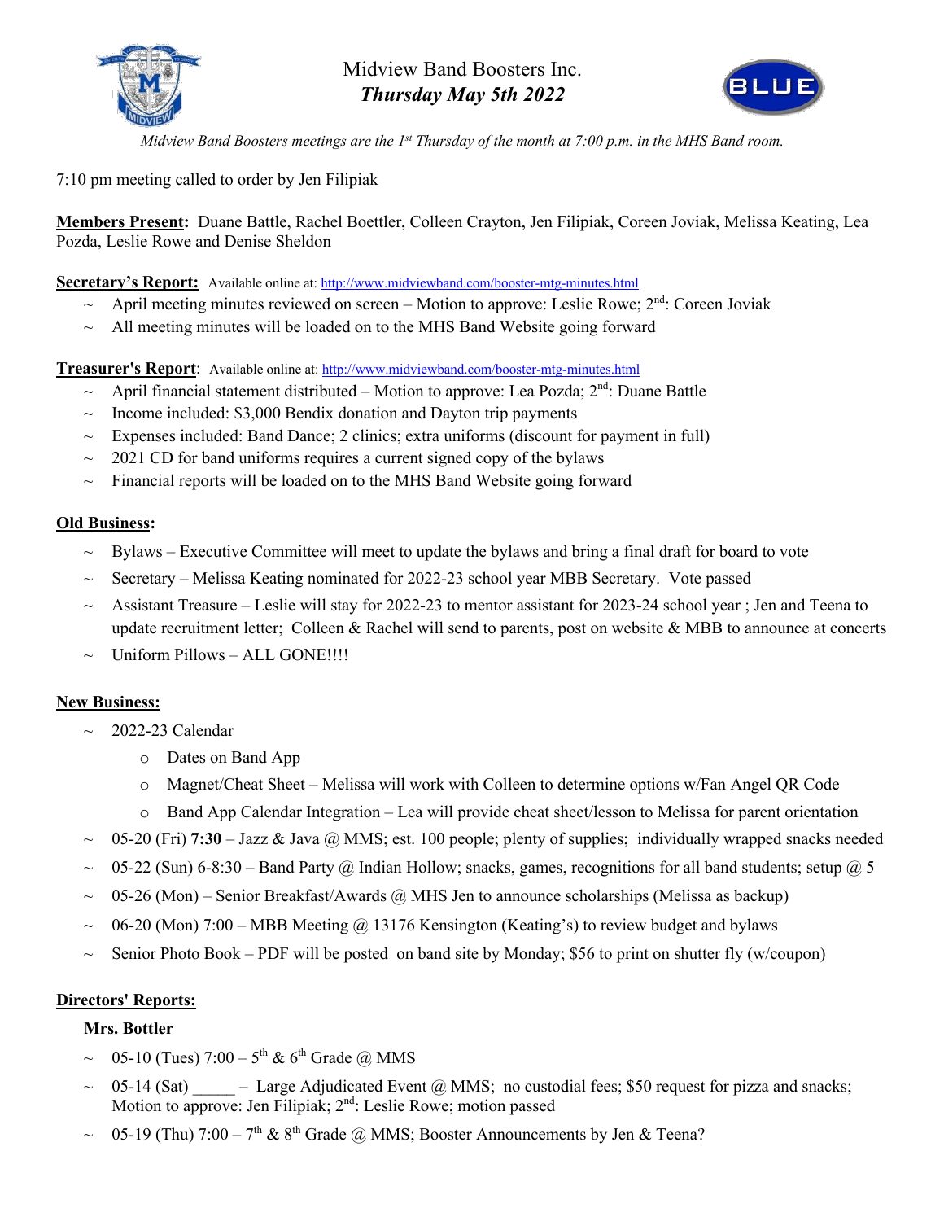# Midview Band Boosters Inc.
## *Thursday May 5th 2022*

*Midview Band Boosters meetings are the 1st Thursday of the month at 7:00 p.m. in the MHS Band room.*

7:10 pm meeting called to order by Jen Filipiak

**Members Present:** Duane Battle, Rachel Boettler, Colleen Crayton, Jen Filipiak, Coreen Joviak, Melissa Keating, Lea Pozda, Leslie Rowe and Denise Sheldon

**Secretary's Report:** Available online at: http://www.midviewband.com/booster-mtg-minutes.html

- ~ April meeting minutes reviewed on screen – Motion to approve: Leslie Rowe; 2nd: Coreen Joviak
- ~ All meeting minutes will be loaded on to the MHS Band Website going forward

**Treasurer's Report**: Available online at: http://www.midviewband.com/booster-mtg-minutes.html

- ~ April financial statement distributed – Motion to approve: Lea Pozda; 2nd: Duane Battle
- ~ Income included: $3,000 Bendix donation and Dayton trip payments
- ~ Expenses included: Band Dance; 2 clinics; extra uniforms (discount for payment in full)
- ~ 2021 CD for band uniforms requires a current signed copy of the bylaws
- ~ Financial reports will be loaded on to the MHS Band Website going forward

**Old Business:**

- ~ Bylaws – Executive Committee will meet to update the bylaws and bring a final draft for board to vote
- ~ Secretary – Melissa Keating nominated for 2022-23 school year MBB Secretary. Vote passed
- ~ Assistant Treasure – Leslie will stay for 2022-23 to mentor assistant for 2023-24 school year ; Jen and Teena to update recruitment letter; Colleen & Rachel will send to parents, post on website & MBB to announce at concerts
- ~ Uniform Pillows – ALL GONE!!!!

**New Business:**

- ~ 2022-23 Calendar
  - o Dates on Band App
  - o Magnet/Cheat Sheet – Melissa will work with Colleen to determine options w/Fan Angel QR Code
  - o Band App Calendar Integration – Lea will provide cheat sheet/lesson to Melissa for parent orientation
- ~ 05-20 (Fri) **7:30** – Jazz & Java @ MMS; est. 100 people; plenty of supplies; individually wrapped snacks needed
- ~ 05-22 (Sun) 6-8:30 – Band Party @ Indian Hollow; snacks, games, recognitions for all band students; setup @ 5
- ~ 05-26 (Mon) – Senior Breakfast/Awards @ MHS Jen to announce scholarships (Melissa as backup)
- ~ 06-20 (Mon) 7:00 – MBB Meeting @ 13176 Kensington (Keating's) to review budget and bylaws
- ~ Senior Photo Book – PDF will be posted on band site by Monday; $56 to print on shutter fly (w/coupon)

**Directors' Reports:**

**Mrs. Bottler**

- ~ 05-10 (Tues) 7:00 – 5th & 6th Grade @ MMS
- ~ 05-14 (Sat) _____ – Large Adjudicated Event @ MMS; no custodial fees; $50 request for pizza and snacks; Motion to approve: Jen Filipiak; 2nd: Leslie Rowe; motion passed
- ~ 05-19 (Thu) 7:00 – 7th & 8th Grade @ MMS; Booster Announcements by Jen & Teena?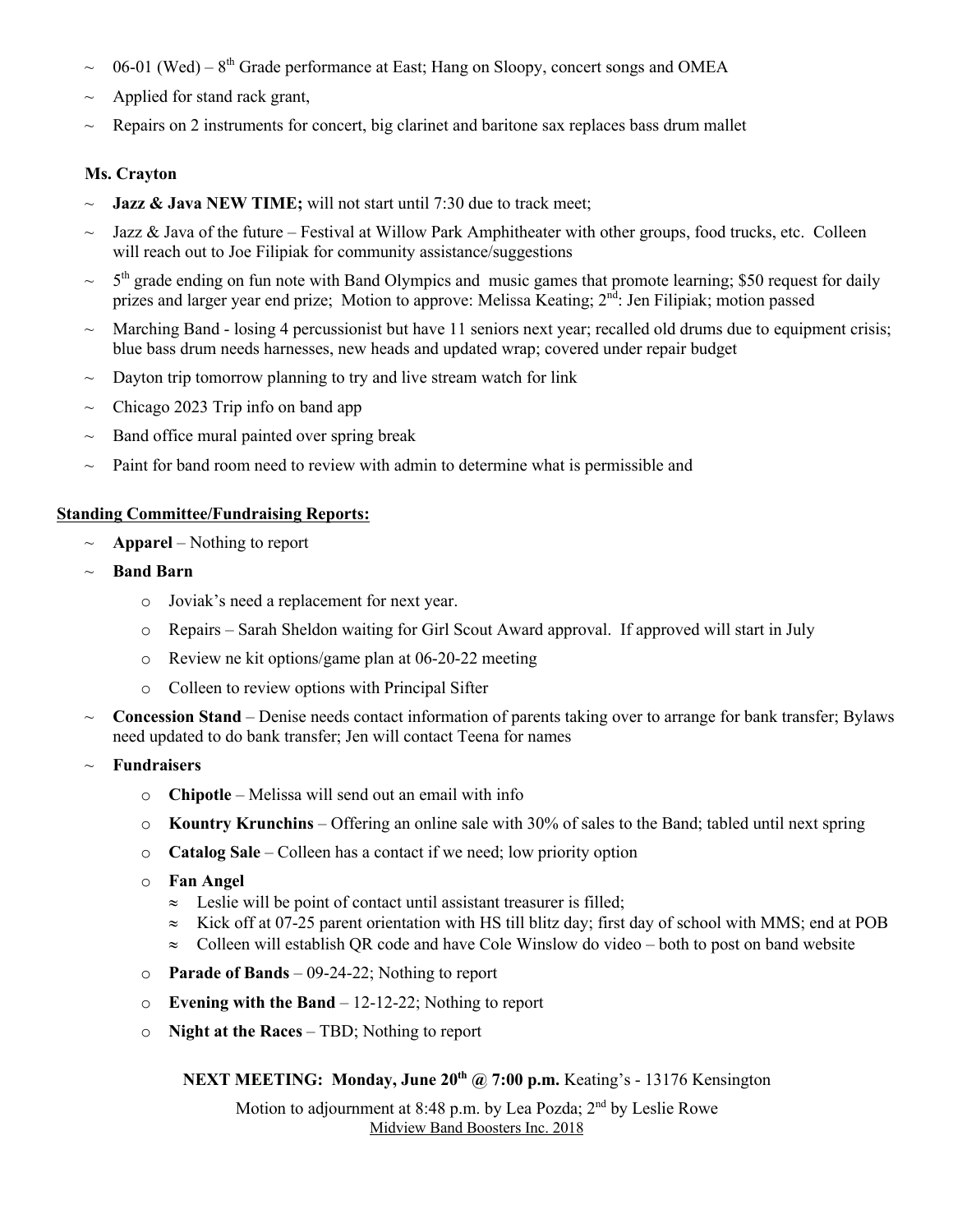- 06-01 (Wed) – 8th Grade performance at East; Hang on Sloopy, concert songs and OMEA
- Applied for stand rack grant,
- Repairs on 2 instruments for concert, big clarinet and baritone sax replaces bass drum mallet

**Ms. Crayton**

- **Jazz & Java NEW TIME;** will not start until 7:30 due to track meet;
- Jazz & Java of the future – Festival at Willow Park Amphitheater with other groups, food trucks, etc. Colleen will reach out to Joe Filipiak for community assistance/suggestions
- 5th grade ending on fun note with Band Olympics and music games that promote learning; $50 request for daily prizes and larger year end prize; Motion to approve: Melissa Keating; 2nd: Jen Filipiak; motion passed
- Marching Band - losing 4 percussionist but have 11 seniors next year; recalled old drums due to equipment crisis; blue bass drum needs harnesses, new heads and updated wrap; covered under repair budget
- Dayton trip tomorrow planning to try and live stream watch for link
- Chicago 2023 Trip info on band app
- Band office mural painted over spring break
- Paint for band room need to review with admin to determine what is permissible and

**Standing Committee/Fundraising Reports:**

- **Apparel** – Nothing to report
- **Band Barn**
  - Joviak's need a replacement for next year.
  - Repairs – Sarah Sheldon waiting for Girl Scout Award approval. If approved will start in July
  - Review ne kit options/game plan at 06-20-22 meeting
  - Colleen to review options with Principal Sifter
- **Concession Stand** – Denise needs contact information of parents taking over to arrange for bank transfer; Bylaws need updated to do bank transfer; Jen will contact Teena for names
- **Fundraisers**
  - **Chipotle** – Melissa will send out an email with info
  - **Kountry Krunchins** – Offering an online sale with 30% of sales to the Band; tabled until next spring
  - **Catalog Sale** – Colleen has a contact if we need; low priority option
  - **Fan Angel**
    - Leslie will be point of contact until assistant treasurer is filled;
    - Kick off at 07-25 parent orientation with HS till blitz day; first day of school with MMS; end at POB
    - Colleen will establish QR code and have Cole Winslow do video – both to post on band website
  - **Parade of Bands** – 09-24-22; Nothing to report
  - **Evening with the Band** – 12-12-22; Nothing to report
  - **Night at the Races** – TBD; Nothing to report

**NEXT MEETING: Monday, June 20th @ 7:00 p.m.** Keating's - 13176 Kensington

Motion to adjournment at 8:48 p.m. by Lea Pozda; 2nd by Leslie Rowe

Midview Band Boosters Inc. 2018